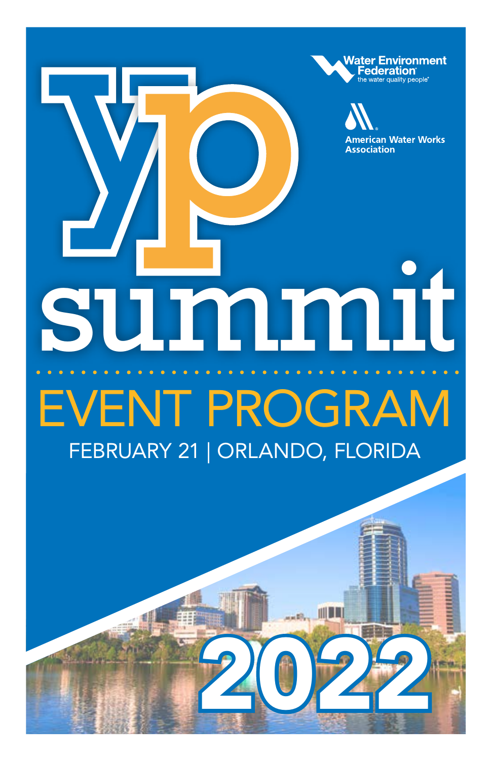Water Environment Federation
the water quality people

American Water Works Association

# yp summit

## EVENT PROGRAM

FEBRUARY 21 | ORLANDO, FLORIDA

2022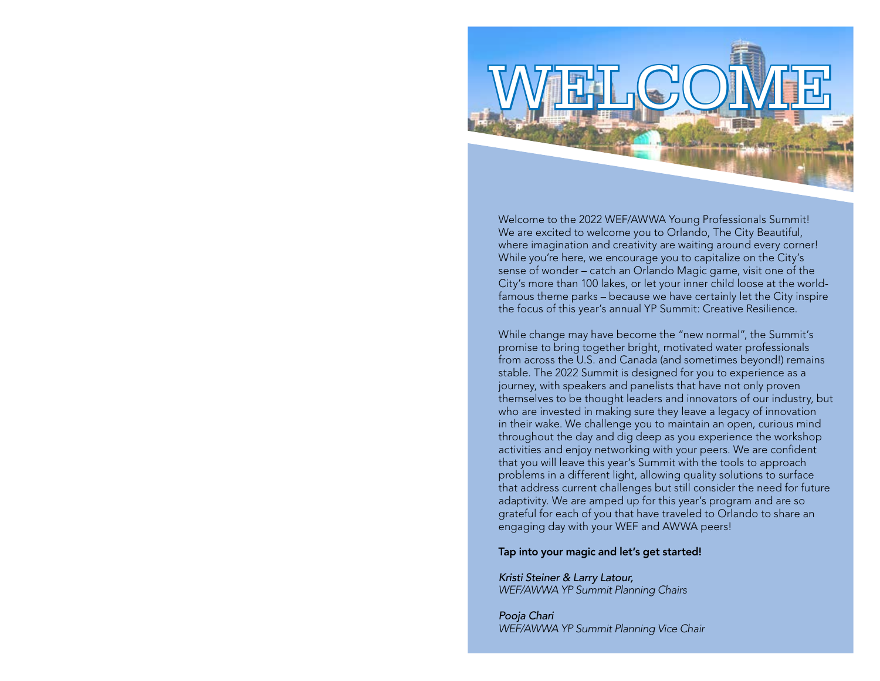# WELCOME

Welcome to the 2022 WEF/AWWA Young Professionals Summit! We are excited to welcome you to Orlando, The City Beautiful, where imagination and creativity are waiting around every corner! While you're here, we encourage you to capitalize on the City's sense of wonder – catch an Orlando Magic game, visit one of the City's more than 100 lakes, or let your inner child loose at the world-famous theme parks – because we have certainly let the City inspire the focus of this year's annual YP Summit: Creative Resilience.

While change may have become the "new normal", the Summit's promise to bring together bright, motivated water professionals from across the U.S. and Canada (and sometimes beyond!) remains stable. The 2022 Summit is designed for you to experience as a journey, with speakers and panelists that have not only proven themselves to be thought leaders and innovators of our industry, but who are invested in making sure they leave a legacy of innovation in their wake. We challenge you to maintain an open, curious mind throughout the day and dig deep as you experience the workshop activities and enjoy networking with your peers. We are confident that you will leave this year's Summit with the tools to approach problems in a different light, allowing quality solutions to surface that address current challenges but still consider the need for future adaptivity. We are amped up for this year's program and are so grateful for each of you that have traveled to Orlando to share an engaging day with your WEF and AWWA peers!

**Tap into your magic and let's get started!**

*Kristi Steiner & Larry Latour,*
*WEF/AWWA YP Summit Planning Chairs*

*Pooja Chari*
*WEF/AWWA YP Summit Planning Vice Chair*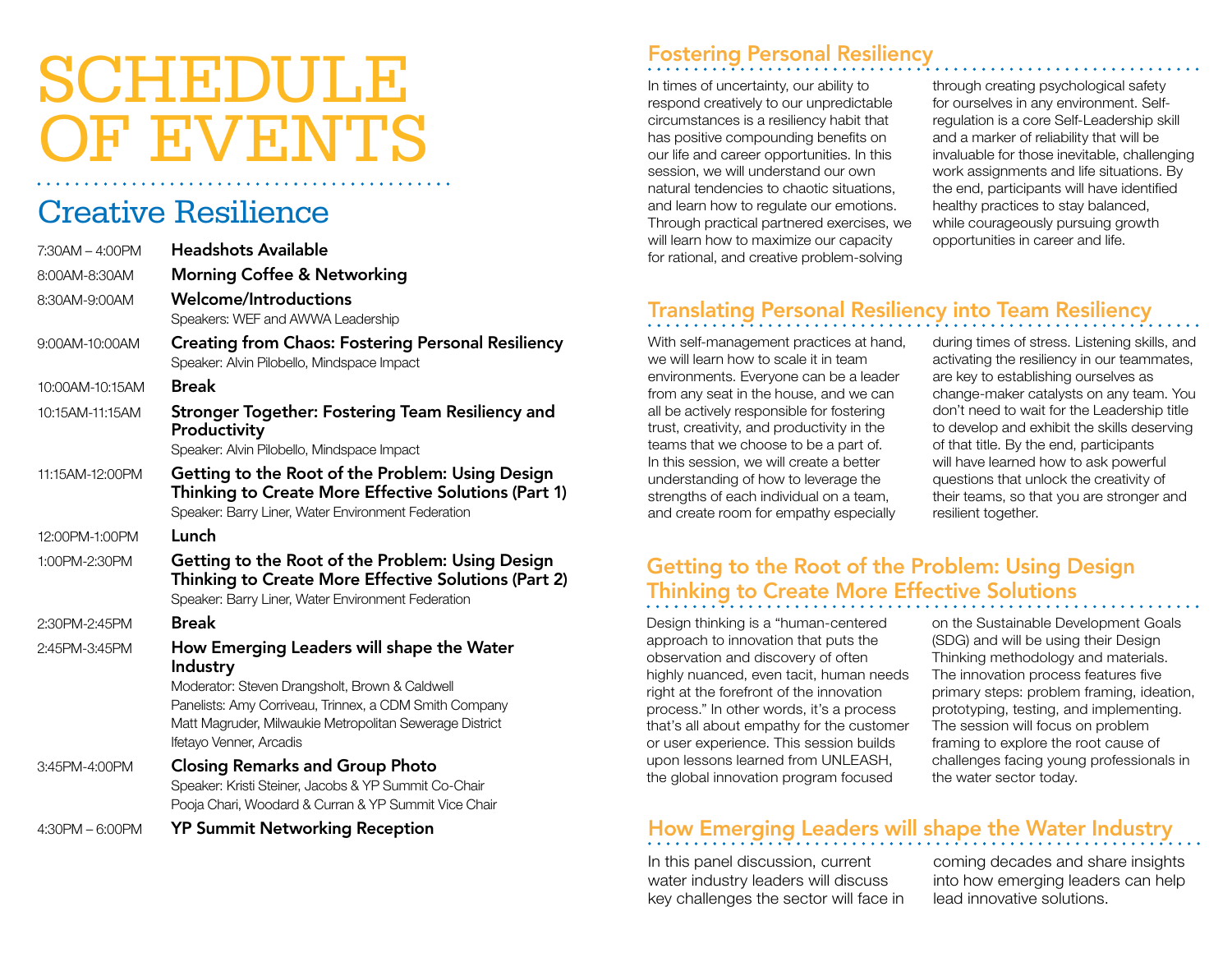# SCHEDULE OF EVENTS

## Creative Resilience

| Time | Event |
|---|---|
| 7:30AM – 4:00PM | **Headshots Available** |
| 8:00AM-8:30AM | **Morning Coffee & Networking** |
| 8:30AM-9:00AM | **Welcome/Introductions**<br>Speakers: WEF and AWWA Leadership |
| 9:00AM-10:00AM | **Creating from Chaos: Fostering Personal Resiliency**<br>Speaker: Alvin Pilobello, Mindspace Impact |
| 10:00AM-10:15AM | **Break** |
| 10:15AM-11:15AM | **Stronger Together: Fostering Team Resiliency and Productivity**<br>Speaker: Alvin Pilobello, Mindspace Impact |
| 11:15AM-12:00PM | **Getting to the Root of the Problem: Using Design Thinking to Create More Effective Solutions (Part 1)**<br>Speaker: Barry Liner, Water Environment Federation |
| 12:00PM-1:00PM | **Lunch** |
| 1:00PM-2:30PM | **Getting to the Root of the Problem: Using Design Thinking to Create More Effective Solutions (Part 2)**<br>Speaker: Barry Liner, Water Environment Federation |
| 2:30PM-2:45PM | **Break** |
| 2:45PM-3:45PM | **How Emerging Leaders will shape the Water Industry**<br>Moderator: Steven Drangsholt, Brown & Caldwell<br>Panelists: Amy Corriveau, Trinnex, a CDM Smith Company<br>Matt Magruder, Milwaukie Metropolitan Sewerage District<br>Ifetayo Venner, Arcadis |
| 3:45PM-4:00PM | **Closing Remarks and Group Photo**<br>Speaker: Kristi Steiner, Jacobs & YP Summit Co-Chair<br>Pooja Chari, Woodard & Curran & YP Summit Vice Chair |
| 4:30PM – 6:00PM | **YP Summit Networking Reception** |

### Fostering Personal Resiliency

In times of uncertainty, our ability to respond creatively to our unpredictable circumstances is a resiliency habit that has positive compounding benefits on our life and career opportunities. In this session, we will understand our own natural tendencies to chaotic situations, and learn how to regulate our emotions. Through practical partnered exercises, we will learn how to maximize our capacity for rational, and creative problem-solving through creating psychological safety for ourselves in any environment. Self-regulation is a core Self-Leadership skill and a marker of reliability that will be invaluable for those inevitable, challenging work assignments and life situations. By the end, participants will have identified healthy practices to stay balanced, while courageously pursuing growth opportunities in career and life.

### Translating Personal Resiliency into Team Resiliency

With self-management practices at hand, we will learn how to scale it in team environments. Everyone can be a leader from any seat in the house, and we can all be actively responsible for fostering trust, creativity, and productivity in the teams that we choose to be a part of. In this session, we will create a better understanding of how to leverage the strengths of each individual on a team, and create room for empathy especially during times of stress. Listening skills, and activating the resiliency in our teammates, are key to establishing ourselves as change-maker catalysts on any team. You don't need to wait for the Leadership title to develop and exhibit the skills deserving of that title. By the end, participants will have learned how to ask powerful questions that unlock the creativity of their teams, so that you are stronger and resilient together.

### Getting to the Root of the Problem: Using Design Thinking to Create More Effective Solutions

Design thinking is a "human-centered approach to innovation that puts the observation and discovery of often highly nuanced, even tacit, human needs right at the forefront of the innovation process." In other words, it's a process that's all about empathy for the customer or user experience. This session builds upon lessons learned from UNLEASH, the global innovation program focused on the Sustainable Development Goals (SDG) and will be using their Design Thinking methodology and materials. The innovation process features five primary steps: problem framing, ideation, prototyping, testing, and implementing. The session will focus on problem framing to explore the root cause of challenges facing young professionals in the water sector today.

### How Emerging Leaders will shape the Water Industry

In this panel discussion, current water industry leaders will discuss key challenges the sector will face in coming decades and share insights into how emerging leaders can help lead innovative solutions.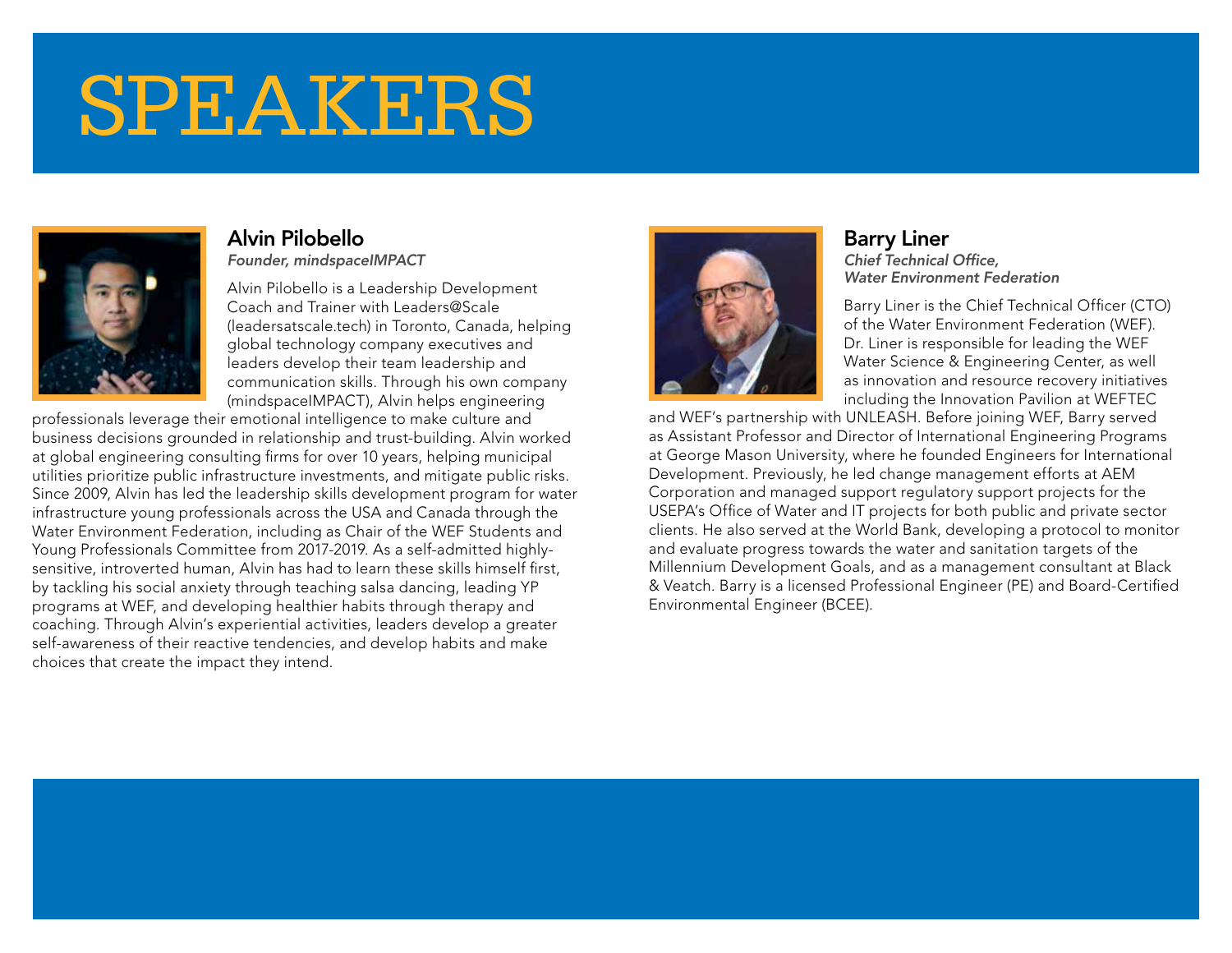# SPEAKERS

## Alvin Pilobello

*Founder, mindspaceIMPACT*

Alvin Pilobello is a Leadership Development Coach and Trainer with Leaders@Scale (leadersatscale.tech) in Toronto, Canada, helping global technology company executives and leaders develop their team leadership and communication skills. Through his own company (mindspaceIMPACT), Alvin helps engineering professionals leverage their emotional intelligence to make culture and business decisions grounded in relationship and trust-building. Alvin worked at global engineering consulting firms for over 10 years, helping municipal utilities prioritize public infrastructure investments, and mitigate public risks. Since 2009, Alvin has led the leadership skills development program for water infrastructure young professionals across the USA and Canada through the Water Environment Federation, including as Chair of the WEF Students and Young Professionals Committee from 2017-2019. As a self-admitted highly-sensitive, introverted human, Alvin has had to learn these skills himself first, by tackling his social anxiety through teaching salsa dancing, leading YP programs at WEF, and developing healthier habits through therapy and coaching. Through Alvin's experiential activities, leaders develop a greater self-awareness of their reactive tendencies, and develop habits and make choices that create the impact they intend.

## Barry Liner

*Chief Technical Office,*
*Water Environment Federation*

Barry Liner is the Chief Technical Officer (CTO) of the Water Environment Federation (WEF). Dr. Liner is responsible for leading the WEF Water Science & Engineering Center, as well as innovation and resource recovery initiatives including the Innovation Pavilion at WEFTEC and WEF's partnership with UNLEASH. Before joining WEF, Barry served as Assistant Professor and Director of International Engineering Programs at George Mason University, where he founded Engineers for International Development. Previously, he led change management efforts at AEM Corporation and managed support regulatory support projects for the USEPA's Office of Water and IT projects for both public and private sector clients. He also served at the World Bank, developing a protocol to monitor and evaluate progress towards the water and sanitation targets of the Millennium Development Goals, and as a management consultant at Black & Veatch. Barry is a licensed Professional Engineer (PE) and Board-Certified Environmental Engineer (BCEE).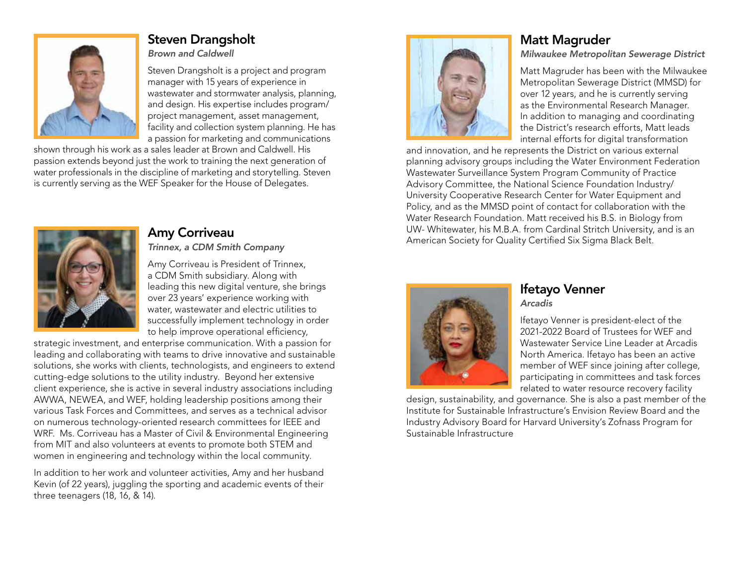## Steven Drangsholt

*Brown and Caldwell*

Steven Drangsholt is a project and program manager with 15 years of experience in wastewater and stormwater analysis, planning, and design. His expertise includes program/project management, asset management, facility and collection system planning. He has a passion for marketing and communications shown through his work as a sales leader at Brown and Caldwell. His passion extends beyond just the work to training the next generation of water professionals in the discipline of marketing and storytelling. Steven is currently serving as the WEF Speaker for the House of Delegates.

## Amy Corriveau

*Trinnex, a CDM Smith Company*

Amy Corriveau is President of Trinnex, a CDM Smith subsidiary. Along with leading this new digital venture, she brings over 23 years' experience working with water, wastewater and electric utilities to successfully implement technology in order to help improve operational efficiency, strategic investment, and enterprise communication. With a passion for leading and collaborating with teams to drive innovative and sustainable solutions, she works with clients, technologists, and engineers to extend cutting-edge solutions to the utility industry. Beyond her extensive client experience, she is active in several industry associations including AWWA, NEWEA, and WEF, holding leadership positions among their various Task Forces and Committees, and serves as a technical advisor on numerous technology-oriented research committees for IEEE and WRF. Ms. Corriveau has a Master of Civil & Environmental Engineering from MIT and also volunteers at events to promote both STEM and women in engineering and technology within the local community.

In addition to her work and volunteer activities, Amy and her husband Kevin (of 22 years), juggling the sporting and academic events of their three teenagers (18, 16, & 14).

## Matt Magruder

*Milwaukee Metropolitan Sewerage District*

Matt Magruder has been with the Milwaukee Metropolitan Sewerage District (MMSD) for over 12 years, and he is currently serving as the Environmental Research Manager. In addition to managing and coordinating the District's research efforts, Matt leads internal efforts for digital transformation and innovation, and he represents the District on various external planning advisory groups including the Water Environment Federation Wastewater Surveillance System Program Community of Practice Advisory Committee, the National Science Foundation Industry/University Cooperative Research Center for Water Equipment and Policy, and as the MMSD point of contact for collaboration with the Water Research Foundation. Matt received his B.S. in Biology from UW- Whitewater, his M.B.A. from Cardinal Stritch University, and is an American Society for Quality Certified Six Sigma Black Belt.

## Ifetayo Venner

*Arcadis*

Ifetayo Venner is president-elect of the 2021-2022 Board of Trustees for WEF and Wastewater Service Line Leader at Arcadis North America. Ifetayo has been an active member of WEF since joining after college, participating in committees and task forces related to water resource recovery facility design, sustainability, and governance. She is also a past member of the Institute for Sustainable Infrastructure's Envision Review Board and the Industry Advisory Board for Harvard University's Zofnass Program for Sustainable Infrastructure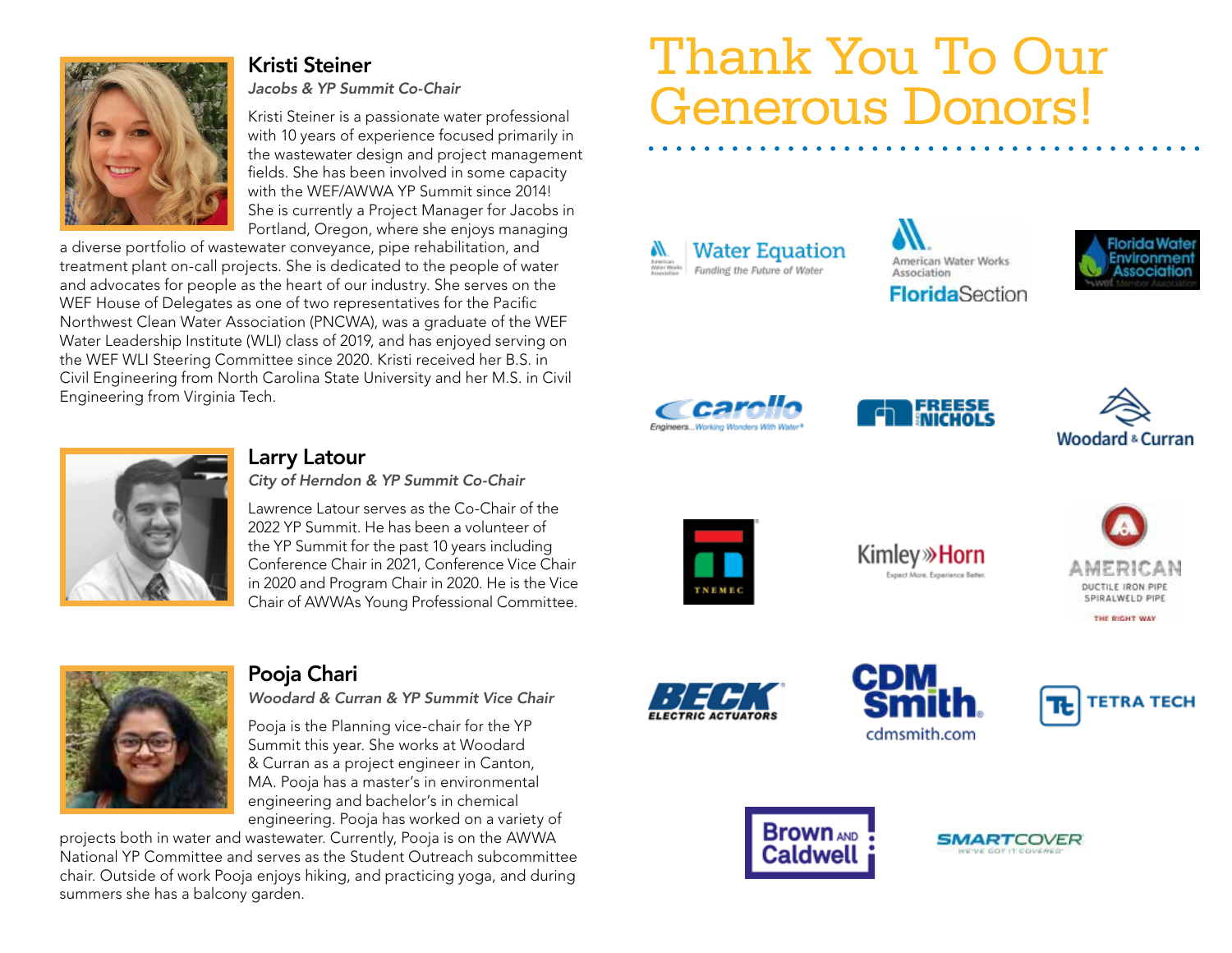## Kristi Steiner

*Jacobs & YP Summit Co-Chair*

Kristi Steiner is a passionate water professional with 10 years of experience focused primarily in the wastewater design and project management fields. She has been involved in some capacity with the WEF/AWWA YP Summit since 2014! She is currently a Project Manager for Jacobs in Portland, Oregon, where she enjoys managing a diverse portfolio of wastewater conveyance, pipe rehabilitation, and treatment plant on-call projects. She is dedicated to the people of water and advocates for people as the heart of our industry. She serves on the WEF House of Delegates as one of two representatives for the Pacific Northwest Clean Water Association (PNCWA), was a graduate of the WEF Water Leadership Institute (WLI) class of 2019, and has enjoyed serving on the WEF WLI Steering Committee since 2020. Kristi received her B.S. in Civil Engineering from North Carolina State University and her M.S. in Civil Engineering from Virginia Tech.

## Larry Latour

*City of Herndon & YP Summit Co-Chair*

Lawrence Latour serves as the Co-Chair of the 2022 YP Summit. He has been a volunteer of the YP Summit for the past 10 years including Conference Chair in 2021, Conference Vice Chair in 2020 and Program Chair in 2020. He is the Vice Chair of AWWAs Young Professional Committee.

## Pooja Chari

*Woodard & Curran & YP Summit Vice Chair*

Pooja is the Planning vice-chair for the YP Summit this year. She works at Woodard & Curran as a project engineer in Canton, MA. Pooja has a master's in environmental engineering and bachelor's in chemical engineering. Pooja has worked on a variety of projects both in water and wastewater. Currently, Pooja is on the AWWA National YP Committee and serves as the Student Outreach subcommittee chair. Outside of work Pooja enjoys hiking, and practicing yoga, and during summers she has a balcony garden.

# Thank You To Our Generous Donors!

- Water Equation – Funding the Future of Water
- American Water Works Association Florida Section
- Florida Water Environment Association
- Carollo – Engineers...Working Wonders With Water
- Freese and Nichols
- Woodard & Curran
- Tnemec
- Kimley-Horn – Expect More. Experience Better.
- American Ductile Iron Pipe Spiralweld Pipe – The Right Way
- Beck Electric Actuators
- CDM Smith – cdmsmith.com
- Tetra Tech
- Brown and Caldwell
- SmartCover – We've Got It Covered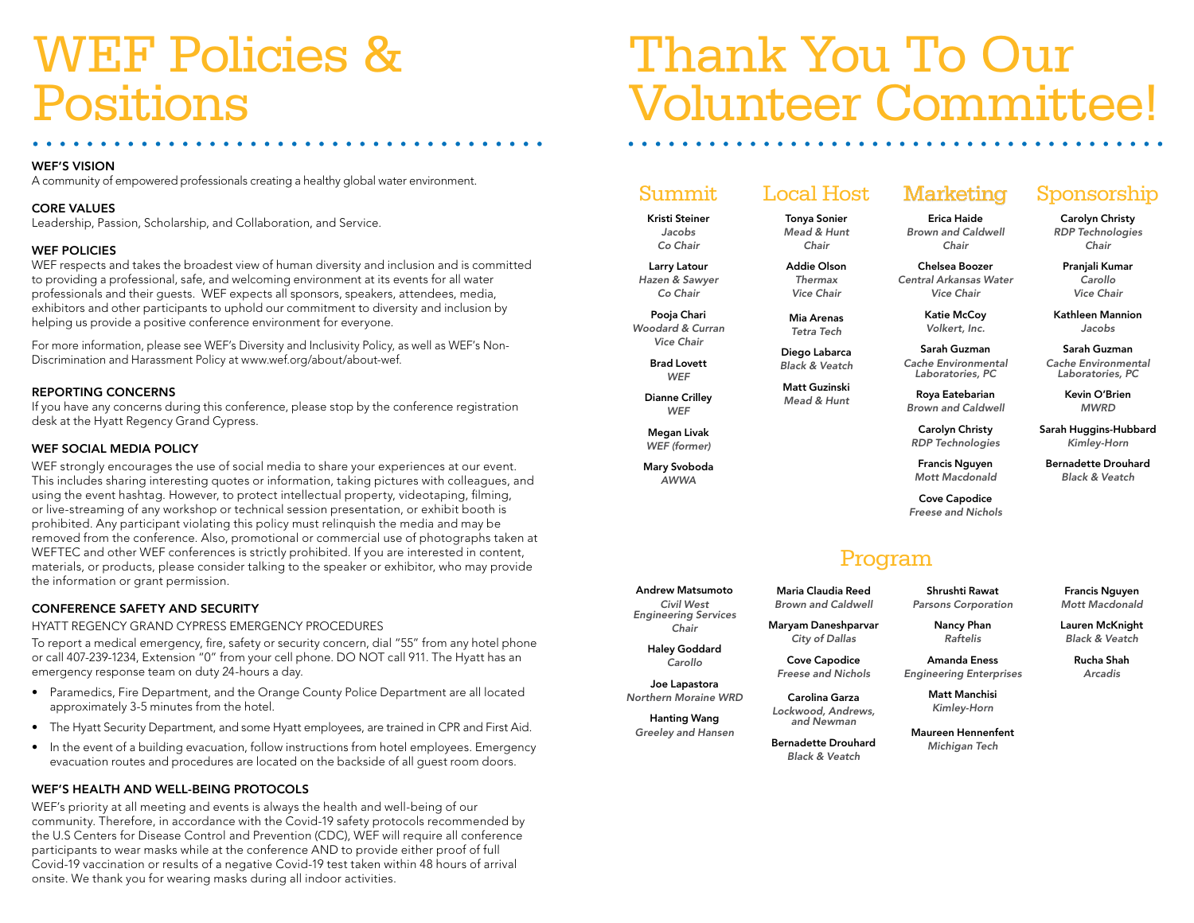# WEF Policies & Positions

**WEF'S VISION**

A community of empowered professionals creating a healthy global water environment.

**CORE VALUES**

Leadership, Passion, Scholarship, and Collaboration, and Service.

**WEF POLICIES**

WEF respects and takes the broadest view of human diversity and inclusion and is committed to providing a professional, safe, and welcoming environment at its events for all water professionals and their guests. WEF expects all sponsors, speakers, attendees, media, exhibitors and other participants to uphold our commitment to diversity and inclusion by helping us provide a positive conference environment for everyone.

For more information, please see WEF's Diversity and Inclusivity Policy, as well as WEF's Non-Discrimination and Harassment Policy at www.wef.org/about/about-wef.

**REPORTING CONCERNS**

If you have any concerns during this conference, please stop by the conference registration desk at the Hyatt Regency Grand Cypress.

**WEF SOCIAL MEDIA POLICY**

WEF strongly encourages the use of social media to share your experiences at our event. This includes sharing interesting quotes or information, taking pictures with colleagues, and using the event hashtag. However, to protect intellectual property, videotaping, filming, or live-streaming of any workshop or technical session presentation, or exhibit booth is prohibited. Any participant violating this policy must relinquish the media and may be removed from the conference. Also, promotional or commercial use of photographs taken at WEFTEC and other WEF conferences is strictly prohibited. If you are interested in content, materials, or products, please consider talking to the speaker or exhibitor, who may provide the information or grant permission.

**CONFERENCE SAFETY AND SECURITY**

HYATT REGENCY GRAND CYPRESS EMERGENCY PROCEDURES

To report a medical emergency, fire, safety or security concern, dial "55" from any hotel phone or call 407-239-1234, Extension "0" from your cell phone. DO NOT call 911. The Hyatt has an emergency response team on duty 24-hours a day.

- Paramedics, Fire Department, and the Orange County Police Department are all located approximately 3-5 minutes from the hotel.
- The Hyatt Security Department, and some Hyatt employees, are trained in CPR and First Aid.
- In the event of a building evacuation, follow instructions from hotel employees. Emergency evacuation routes and procedures are located on the backside of all guest room doors.

**WEF'S HEALTH AND WELL-BEING PROTOCOLS**

WEF's priority at all meeting and events is always the health and well-being of our community. Therefore, in accordance with the Covid-19 safety protocols recommended by the U.S Centers for Disease Control and Prevention (CDC), WEF will require all conference participants to wear masks while at the conference AND to provide either proof of full Covid-19 vaccination or results of a negative Covid-19 test taken within 48 hours of arrival onsite. We thank you for wearing masks during all indoor activities.

# Thank You To Our Volunteer Committee!

## Summit

**Kristi Steiner**
*Jacobs*
*Co Chair*

**Larry Latour**
*Hazen & Sawyer*
*Co Chair*

**Pooja Chari**
*Woodard & Curran*
*Vice Chair*

**Brad Lovett**
*WEF*

**Dianne Crilley**
*WEF*

**Megan Livak**
*WEF (former)*

**Mary Svoboda**
*AWWA*

## Local Host

**Tonya Sonier**
*Mead & Hunt*
*Chair*

**Addie Olson**
*Thermax*
*Vice Chair*

**Mia Arenas**
*Tetra Tech*

**Diego Labarca**
*Black & Veatch*

**Matt Guzinski**
*Mead & Hunt*

## Marketing

**Erica Haide**
*Brown and Caldwell*
*Chair*

**Chelsea Boozer**
*Central Arkansas Water*
*Vice Chair*

**Katie McCoy**
*Volkert, Inc.*

**Sarah Guzman**
*Cache Environmental Laboratories, PC*

**Roya Eatebarian**
*Brown and Caldwell*

**Carolyn Christy**
*RDP Technologies*

**Francis Nguyen**
*Mott Macdonald*

**Cove Capodice**
*Freese and Nichols*

## Sponsorship

**Carolyn Christy**
*RDP Technologies*
*Chair*

**Pranjali Kumar**
*Carollo*
*Vice Chair*

**Kathleen Mannion**
*Jacobs*

**Sarah Guzman**
*Cache Environmental Laboratories, PC*

**Kevin O'Brien**
*MWRD*

**Sarah Huggins-Hubbard**
*Kimley-Horn*

**Bernadette Drouhard**
*Black & Veatch*

## Program

**Andrew Matsumoto**
*Civil West Engineering Services*
*Chair*

**Haley Goddard**
*Carollo*

**Joe Lapastora**
*Northern Moraine WRD*

**Hanting Wang**
*Greeley and Hansen*

**Maria Claudia Reed**
*Brown and Caldwell*

**Maryam Daneshparvar**
*City of Dallas*

**Cove Capodice**
*Freese and Nichols*

**Carolina Garza**
*Lockwood, Andrews, and Newman*

**Bernadette Drouhard**
*Black & Veatch*

**Shrushti Rawat**
*Parsons Corporation*

**Nancy Phan**
*Raftelis*

**Amanda Eness**
*Engineering Enterprises*

**Matt Manchisi**
*Kimley-Horn*

**Maureen Hennenfent**
*Michigan Tech*

**Francis Nguyen**
*Mott Macdonald*

**Lauren McKnight**
*Black & Veatch*

**Rucha Shah**
*Arcadis*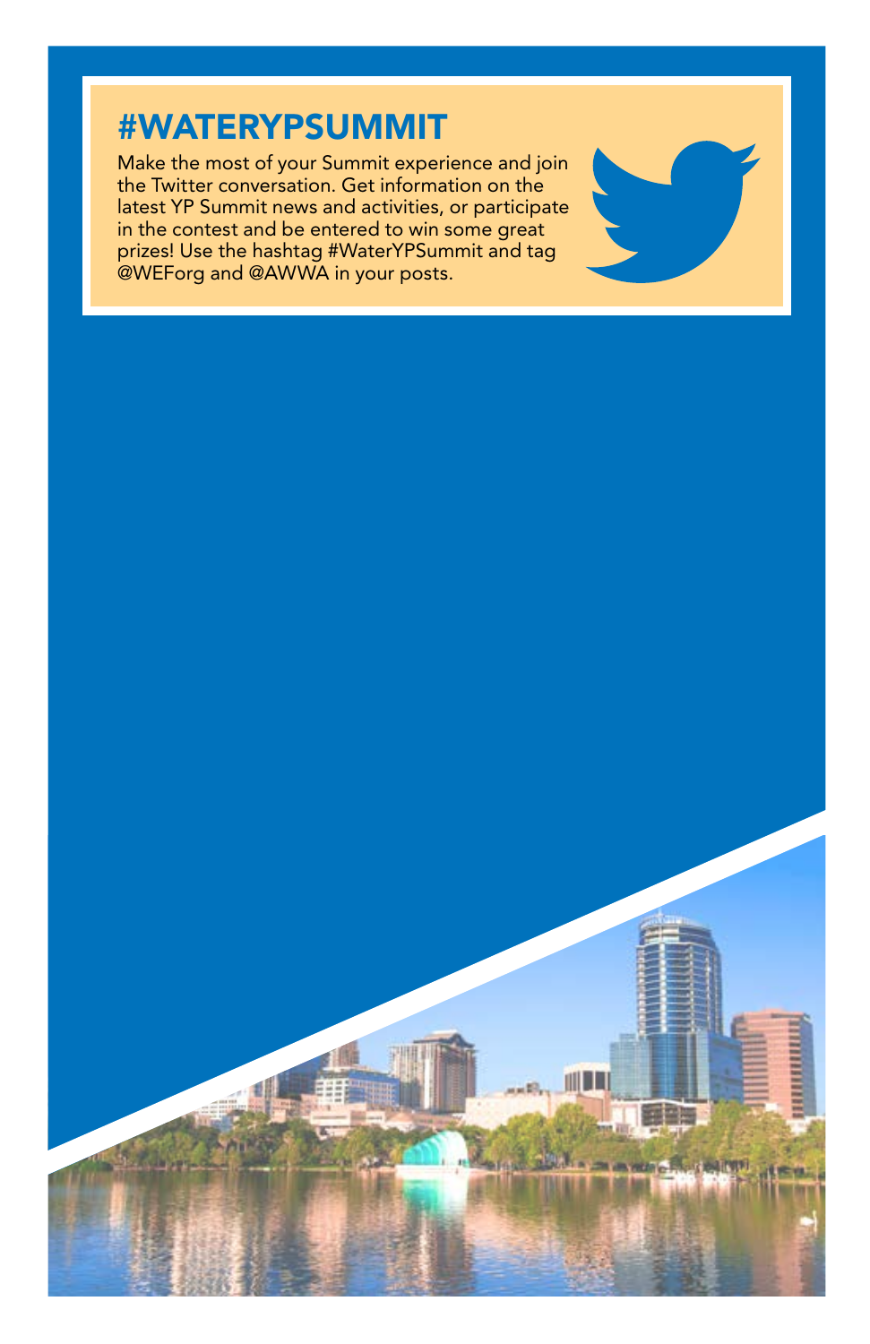# #WATERYPSUMMIT

Make the most of your Summit experience and join the Twitter conversation. Get information on the latest YP Summit news and activities, or participate in the contest and be entered to win some great prizes! Use the hashtag #WaterYPSummit and tag @WEForg and @AWWA in your posts.